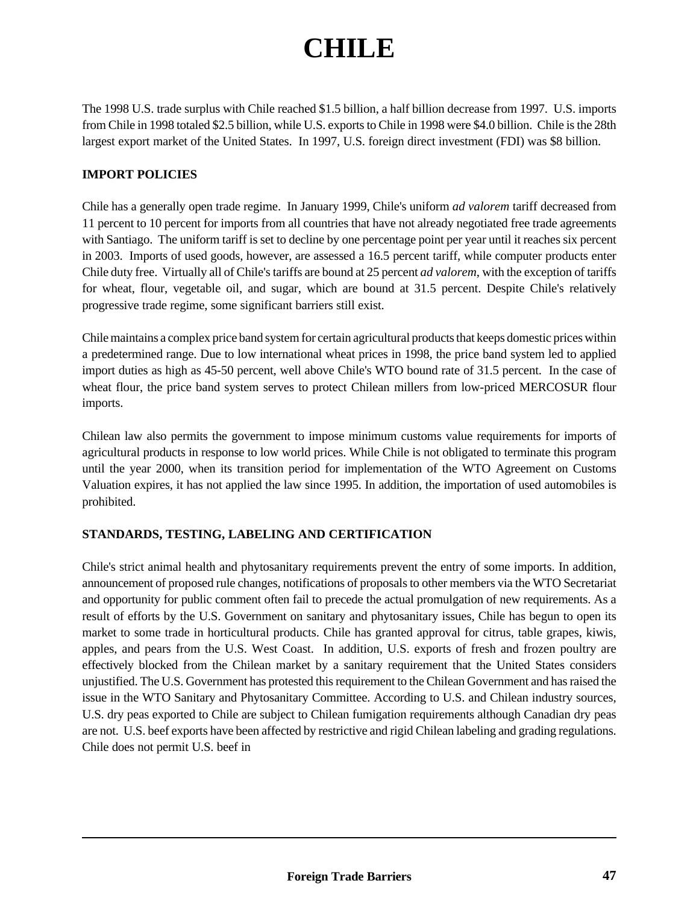# CHILE

The 1998 U.S. trade surplus with Chile reached $1.5 billion, a half billion decrease from 1997. U.S. imports from Chile in 1998 totaled $2.5 billion, while U.S. exports to Chile in 1998 were $4.0 billion. Chile is the 28th largest export market of the United States. In 1997, U.S. foreign direct investment (FDI) was $8 billion.

## IMPORT POLICIES

Chile has a generally open trade regime. In January 1999, Chile's uniform *ad valorem* tariff decreased from 11 percent to 10 percent for imports from all countries that have not already negotiated free trade agreements with Santiago. The uniform tariff is set to decline by one percentage point per year until it reaches six percent in 2003. Imports of used goods, however, are assessed a 16.5 percent tariff, while computer products enter Chile duty free. Virtually all of Chile's tariffs are bound at 25 percent *ad valorem*, with the exception of tariffs for wheat, flour, vegetable oil, and sugar, which are bound at 31.5 percent. Despite Chile's relatively progressive trade regime, some significant barriers still exist.

Chile maintains a complex price band system for certain agricultural products that keeps domestic prices within a predetermined range. Due to low international wheat prices in 1998, the price band system led to applied import duties as high as 45-50 percent, well above Chile's WTO bound rate of 31.5 percent. In the case of wheat flour, the price band system serves to protect Chilean millers from low-priced MERCOSUR flour imports.

Chilean law also permits the government to impose minimum customs value requirements for imports of agricultural products in response to low world prices. While Chile is not obligated to terminate this program until the year 2000, when its transition period for implementation of the WTO Agreement on Customs Valuation expires, it has not applied the law since 1995. In addition, the importation of used automobiles is prohibited.

## STANDARDS, TESTING, LABELING AND CERTIFICATION

Chile's strict animal health and phytosanitary requirements prevent the entry of some imports. In addition, announcement of proposed rule changes, notifications of proposals to other members via the WTO Secretariat and opportunity for public comment often fail to precede the actual promulgation of new requirements. As a result of efforts by the U.S. Government on sanitary and phytosanitary issues, Chile has begun to open its market to some trade in horticultural products. Chile has granted approval for citrus, table grapes, kiwis, apples, and pears from the U.S. West Coast. In addition, U.S. exports of fresh and frozen poultry are effectively blocked from the Chilean market by a sanitary requirement that the United States considers unjustified. The U.S. Government has protested this requirement to the Chilean Government and has raised the issue in the WTO Sanitary and Phytosanitary Committee. According to U.S. and Chilean industry sources, U.S. dry peas exported to Chile are subject to Chilean fumigation requirements although Canadian dry peas are not. U.S. beef exports have been affected by restrictive and rigid Chilean labeling and grading regulations. Chile does not permit U.S. beef in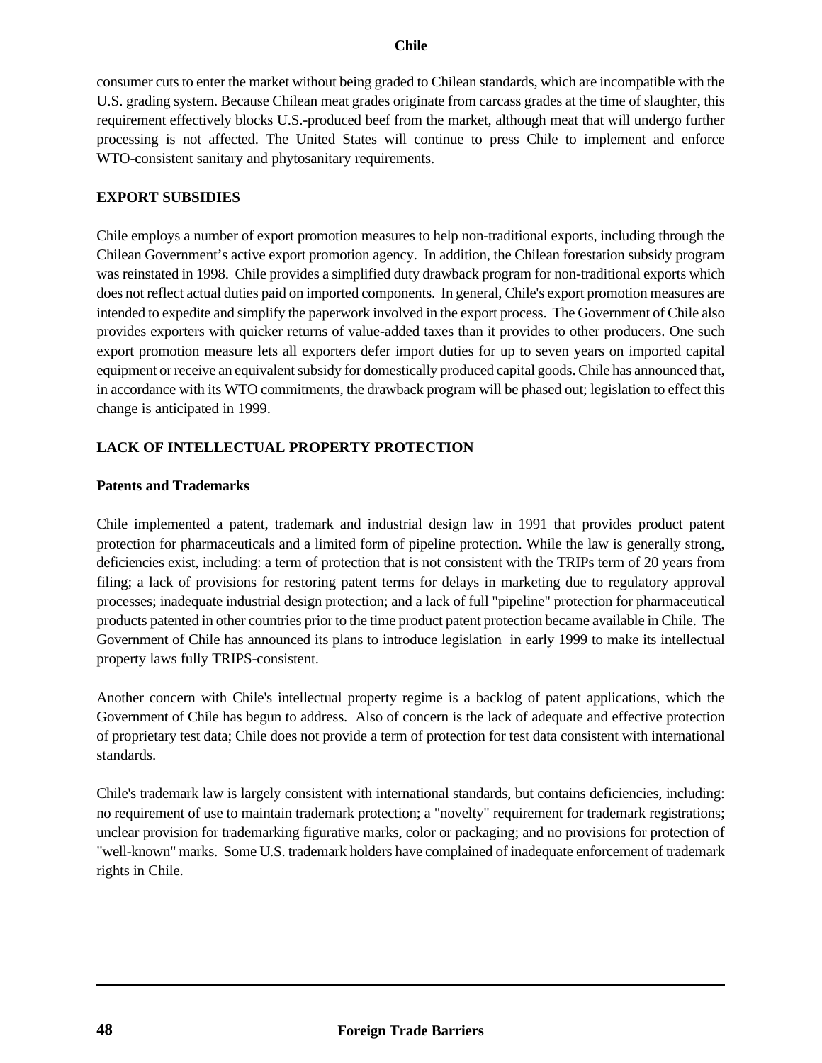consumer cuts to enter the market without being graded to Chilean standards, which are incompatible with the U.S. grading system. Because Chilean meat grades originate from carcass grades at the time of slaughter, this requirement effectively blocks U.S.-produced beef from the market, although meat that will undergo further processing is not affected. The United States will continue to press Chile to implement and enforce WTO-consistent sanitary and phytosanitary requirements.

## EXPORT SUBSIDIES

Chile employs a number of export promotion measures to help non-traditional exports, including through the Chilean Government's active export promotion agency. In addition, the Chilean forestation subsidy program was reinstated in 1998. Chile provides a simplified duty drawback program for non-traditional exports which does not reflect actual duties paid on imported components. In general, Chile's export promotion measures are intended to expedite and simplify the paperwork involved in the export process. The Government of Chile also provides exporters with quicker returns of value-added taxes than it provides to other producers. One such export promotion measure lets all exporters defer import duties for up to seven years on imported capital equipment or receive an equivalent subsidy for domestically produced capital goods. Chile has announced that, in accordance with its WTO commitments, the drawback program will be phased out; legislation to effect this change is anticipated in 1999.

## LACK OF INTELLECTUAL PROPERTY PROTECTION

### Patents and Trademarks

Chile implemented a patent, trademark and industrial design law in 1991 that provides product patent protection for pharmaceuticals and a limited form of pipeline protection. While the law is generally strong, deficiencies exist, including: a term of protection that is not consistent with the TRIPs term of 20 years from filing; a lack of provisions for restoring patent terms for delays in marketing due to regulatory approval processes; inadequate industrial design protection; and a lack of full "pipeline" protection for pharmaceutical products patented in other countries prior to the time product patent protection became available in Chile. The Government of Chile has announced its plans to introduce legislation in early 1999 to make its intellectual property laws fully TRIPS-consistent.

Another concern with Chile's intellectual property regime is a backlog of patent applications, which the Government of Chile has begun to address. Also of concern is the lack of adequate and effective protection of proprietary test data; Chile does not provide a term of protection for test data consistent with international standards.

Chile's trademark law is largely consistent with international standards, but contains deficiencies, including: no requirement of use to maintain trademark protection; a "novelty" requirement for trademark registrations; unclear provision for trademarking figurative marks, color or packaging; and no provisions for protection of "well-known" marks. Some U.S. trademark holders have complained of inadequate enforcement of trademark rights in Chile.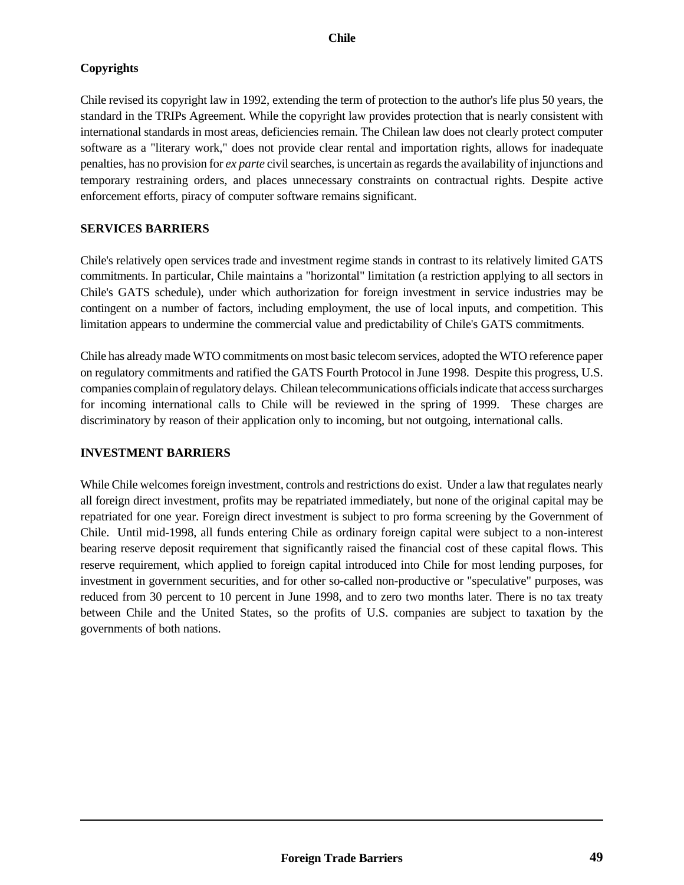### Copyrights

Chile revised its copyright law in 1992, extending the term of protection to the author's life plus 50 years, the standard in the TRIPs Agreement. While the copyright law provides protection that is nearly consistent with international standards in most areas, deficiencies remain. The Chilean law does not clearly protect computer software as a "literary work," does not provide clear rental and importation rights, allows for inadequate penalties, has no provision for *ex parte* civil searches, is uncertain as regards the availability of injunctions and temporary restraining orders, and places unnecessary constraints on contractual rights. Despite active enforcement efforts, piracy of computer software remains significant.

## SERVICES BARRIERS

Chile's relatively open services trade and investment regime stands in contrast to its relatively limited GATS commitments. In particular, Chile maintains a "horizontal" limitation (a restriction applying to all sectors in Chile's GATS schedule), under which authorization for foreign investment in service industries may be contingent on a number of factors, including employment, the use of local inputs, and competition. This limitation appears to undermine the commercial value and predictability of Chile's GATS commitments.

Chile has already made WTO commitments on most basic telecom services, adopted the WTO reference paper on regulatory commitments and ratified the GATS Fourth Protocol in June 1998. Despite this progress, U.S. companies complain of regulatory delays. Chilean telecommunications officials indicate that access surcharges for incoming international calls to Chile will be reviewed in the spring of 1999. These charges are discriminatory by reason of their application only to incoming, but not outgoing, international calls.

## INVESTMENT BARRIERS

While Chile welcomes foreign investment, controls and restrictions do exist. Under a law that regulates nearly all foreign direct investment, profits may be repatriated immediately, but none of the original capital may be repatriated for one year. Foreign direct investment is subject to pro forma screening by the Government of Chile. Until mid-1998, all funds entering Chile as ordinary foreign capital were subject to a non-interest bearing reserve deposit requirement that significantly raised the financial cost of these capital flows. This reserve requirement, which applied to foreign capital introduced into Chile for most lending purposes, for investment in government securities, and for other so-called non-productive or "speculative" purposes, was reduced from 30 percent to 10 percent in June 1998, and to zero two months later. There is no tax treaty between Chile and the United States, so the profits of U.S. companies are subject to taxation by the governments of both nations.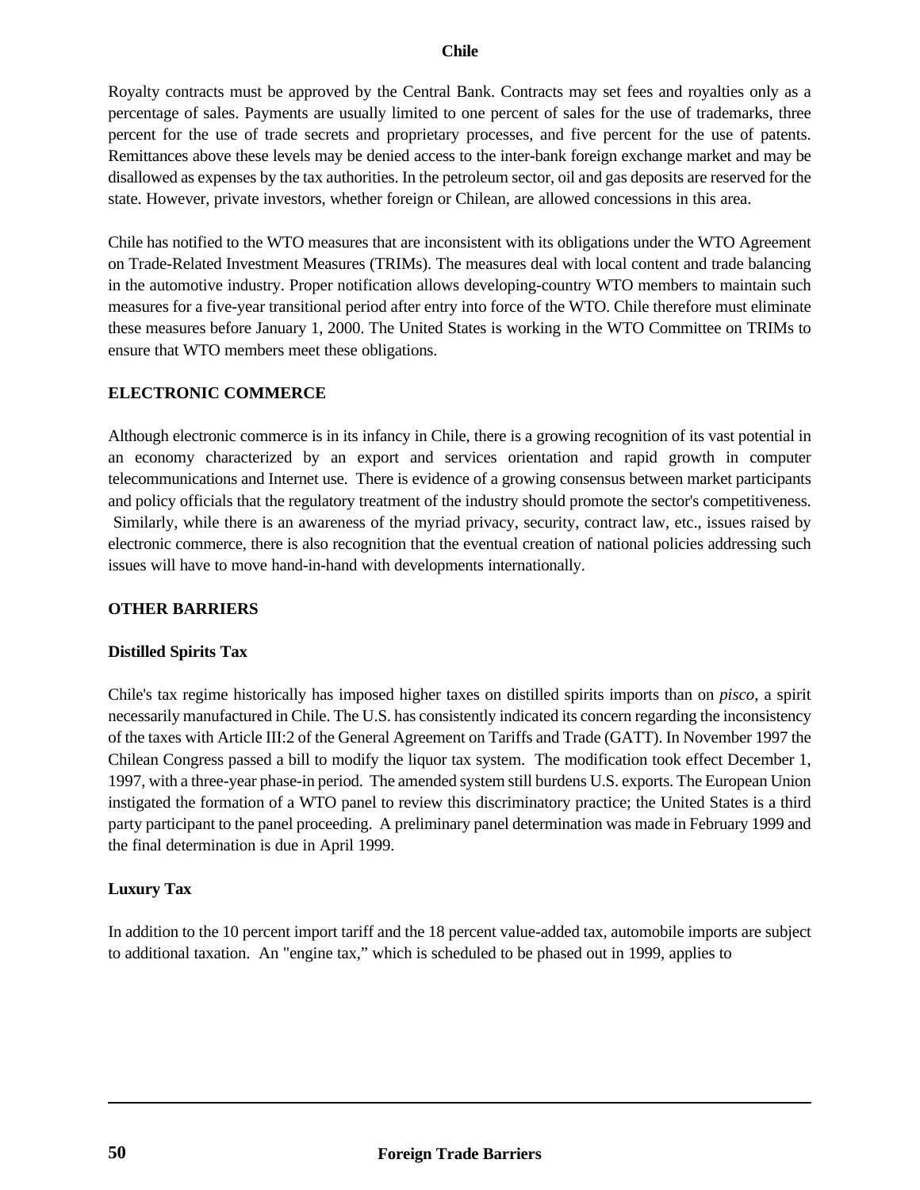Royalty contracts must be approved by the Central Bank. Contracts may set fees and royalties only as a percentage of sales. Payments are usually limited to one percent of sales for the use of trademarks, three percent for the use of trade secrets and proprietary processes, and five percent for the use of patents. Remittances above these levels may be denied access to the inter-bank foreign exchange market and may be disallowed as expenses by the tax authorities. In the petroleum sector, oil and gas deposits are reserved for the state. However, private investors, whether foreign or Chilean, are allowed concessions in this area.

Chile has notified to the WTO measures that are inconsistent with its obligations under the WTO Agreement on Trade-Related Investment Measures (TRIMs). The measures deal with local content and trade balancing in the automotive industry. Proper notification allows developing-country WTO members to maintain such measures for a five-year transitional period after entry into force of the WTO. Chile therefore must eliminate these measures before January 1, 2000. The United States is working in the WTO Committee on TRIMs to ensure that WTO members meet these obligations.

## ELECTRONIC COMMERCE

Although electronic commerce is in its infancy in Chile, there is a growing recognition of its vast potential in an economy characterized by an export and services orientation and rapid growth in computer telecommunications and Internet use. There is evidence of a growing consensus between market participants and policy officials that the regulatory treatment of the industry should promote the sector's competitiveness. Similarly, while there is an awareness of the myriad privacy, security, contract law, etc., issues raised by electronic commerce, there is also recognition that the eventual creation of national policies addressing such issues will have to move hand-in-hand with developments internationally.

## OTHER BARRIERS

### Distilled Spirits Tax

Chile's tax regime historically has imposed higher taxes on distilled spirits imports than on *pisco*, a spirit necessarily manufactured in Chile. The U.S. has consistently indicated its concern regarding the inconsistency of the taxes with Article III:2 of the General Agreement on Tariffs and Trade (GATT). In November 1997 the Chilean Congress passed a bill to modify the liquor tax system. The modification took effect December 1, 1997, with a three-year phase-in period. The amended system still burdens U.S. exports. The European Union instigated the formation of a WTO panel to review this discriminatory practice; the United States is a third party participant to the panel proceeding. A preliminary panel determination was made in February 1999 and the final determination is due in April 1999.

### Luxury Tax

In addition to the 10 percent import tariff and the 18 percent value-added tax, automobile imports are subject to additional taxation. An "engine tax," which is scheduled to be phased out in 1999, applies to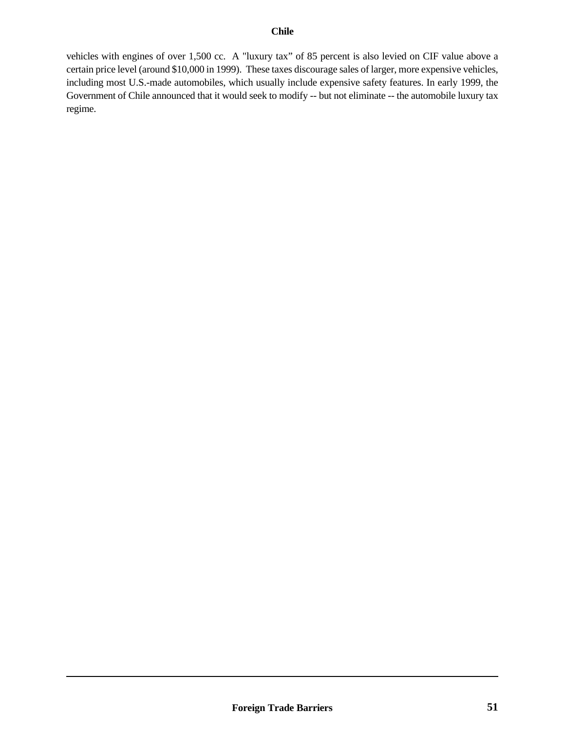vehicles with engines of over 1,500 cc. A "luxury tax" of 85 percent is also levied on CIF value above a certain price level (around $10,000 in 1999). These taxes discourage sales of larger, more expensive vehicles, including most U.S.-made automobiles, which usually include expensive safety features. In early 1999, the Government of Chile announced that it would seek to modify -- but not eliminate -- the automobile luxury tax regime.